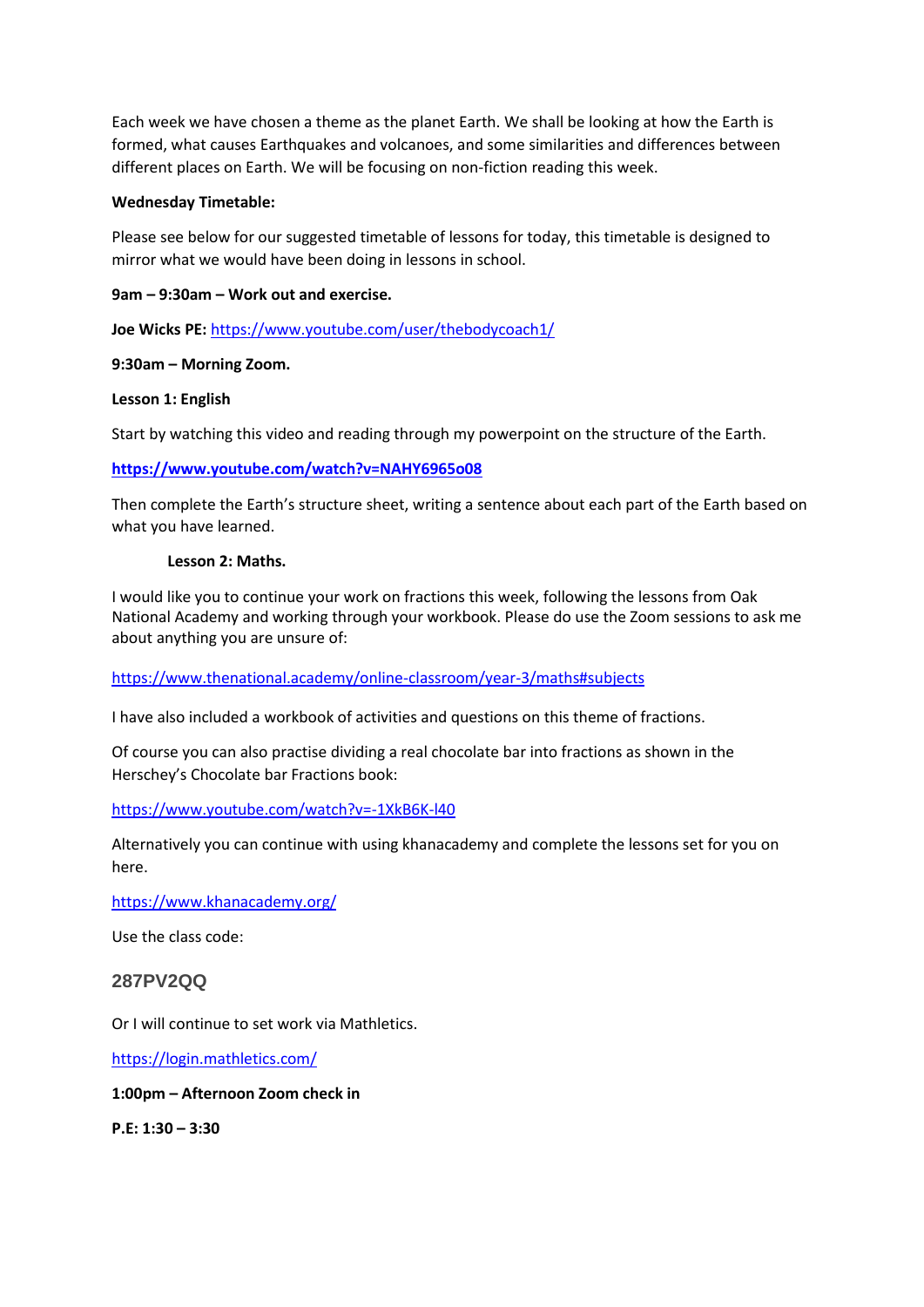Each week we have chosen a theme as the planet Earth. We shall be looking at how the Earth is formed, what causes Earthquakes and volcanoes, and some similarities and differences between different places on Earth. We will be focusing on non-fiction reading this week.

**Wednesday Timetable:**

Please see below for our suggested timetable of lessons for today, this timetable is designed to mirror what we would have been doing in lessons in school.

**9am – 9:30am – Work out and exercise.**

**Joe Wicks PE:** https://www.youtube.com/user/thebodycoach1/

**9:30am – Morning Zoom.**

**Lesson 1: English**

Start by watching this video and reading through my powerpoint on the structure of the Earth.

**https://www.youtube.com/watch?v=NAHY6965o08**

Then complete the Earth's structure sheet, writing a sentence about each part of the Earth based on what you have learned.

**Lesson 2: Maths.**

I would like you to continue your work on fractions this week, following the lessons from Oak National Academy and working through your workbook. Please do use the Zoom sessions to ask me about anything you are unsure of:

https://www.thenational.academy/online-classroom/year-3/maths#subjects

I have also included a workbook of activities and questions on this theme of fractions.

Of course you can also practise dividing a real chocolate bar into fractions as shown in the Herschey's Chocolate bar Fractions book:

https://www.youtube.com/watch?v=-1XkB6K-l40

Alternatively you can continue with using khanacademy and complete the lessons set for you on here.

https://www.khanacademy.org/

Use the class code:

**287PV2QQ**

Or I will continue to set work via Mathletics.

https://login.mathletics.com/

**1:00pm – Afternoon Zoom check in**

**P.E: 1:30 – 3:30**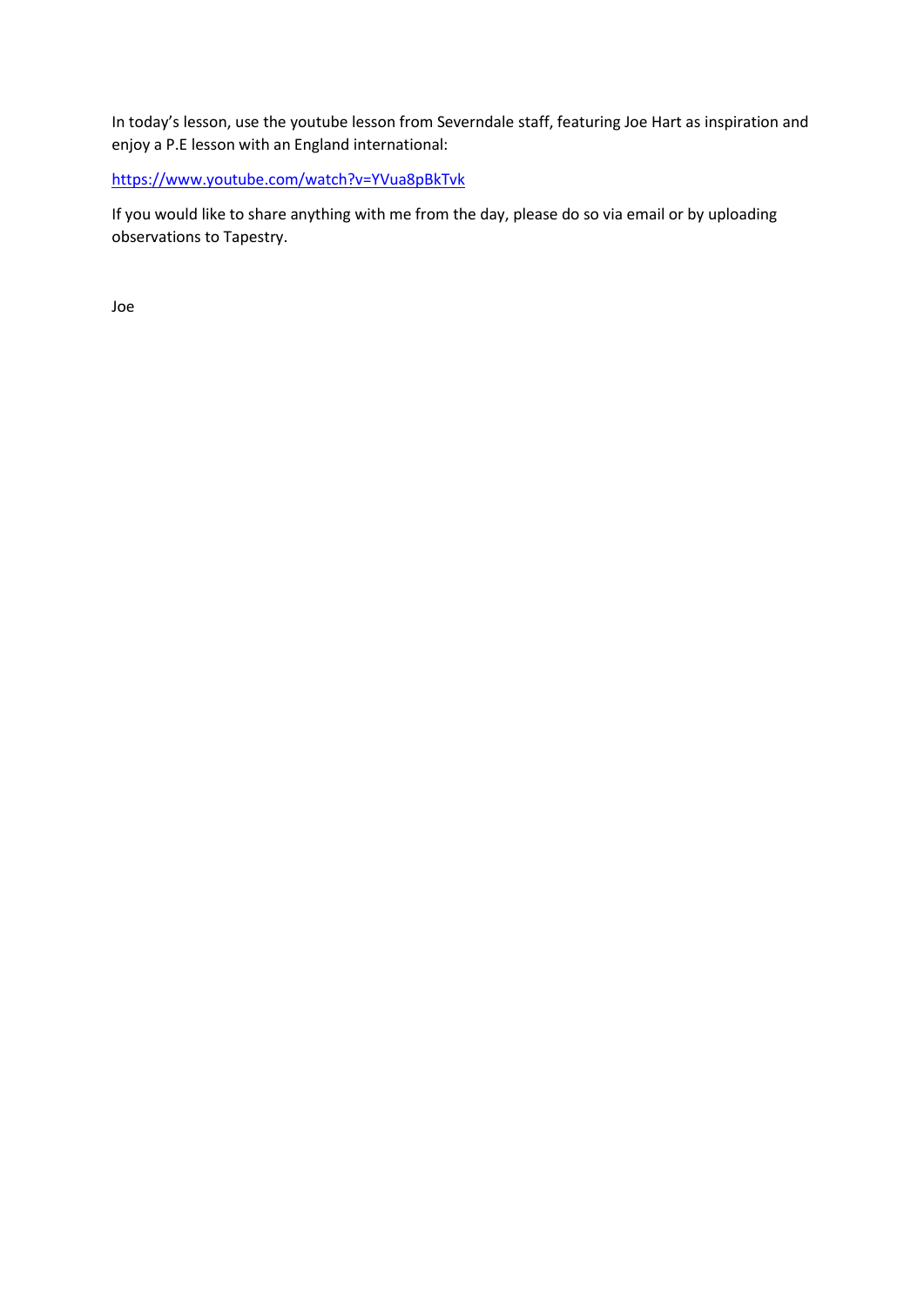In today's lesson, use the youtube lesson from Severndale staff, featuring Joe Hart as inspiration and enjoy a P.E lesson with an England international:

https://www.youtube.com/watch?v=YVua8pBkTvk

If you would like to share anything with me from the day, please do so via email or by uploading observations to Tapestry.

Joe